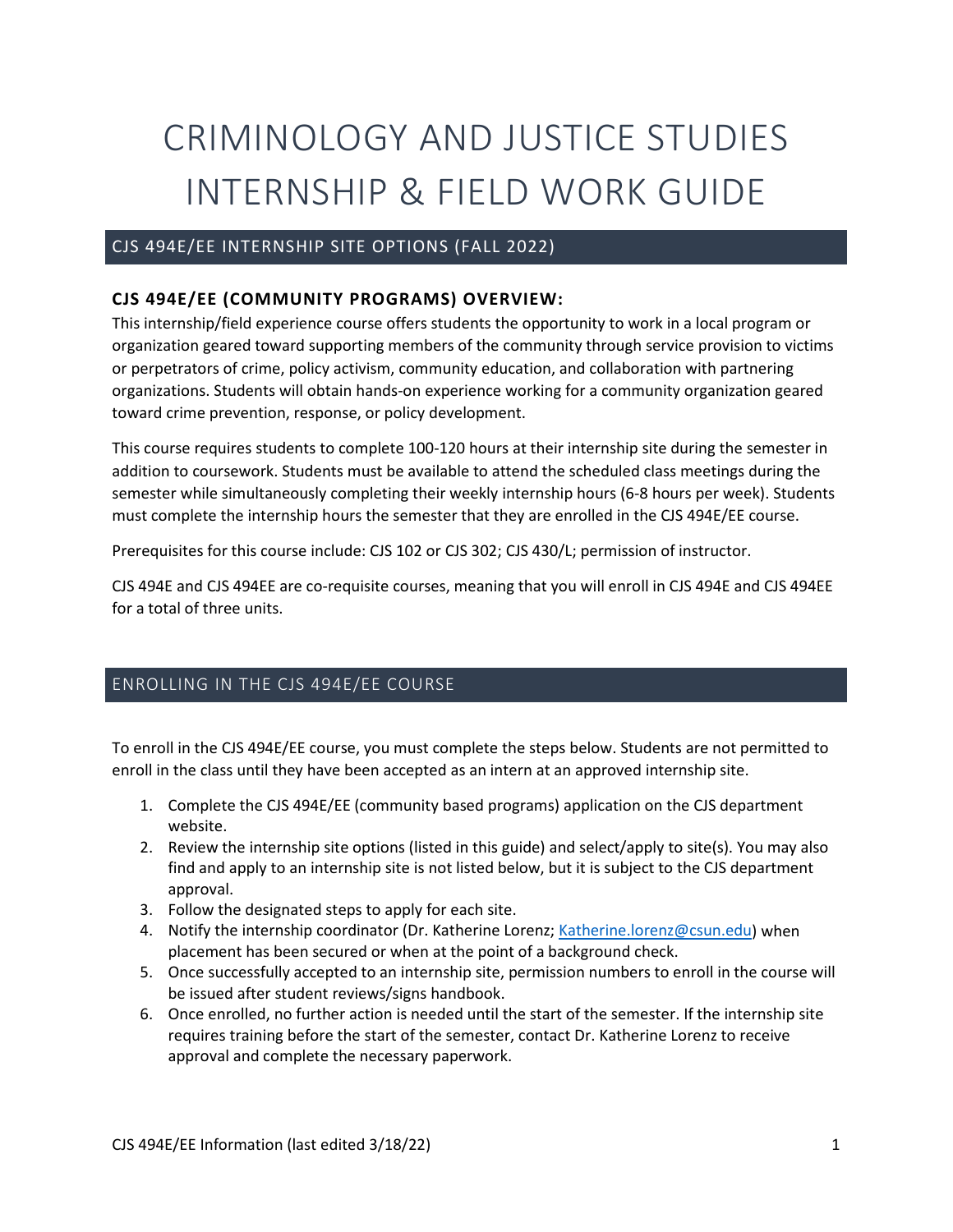# CRIMINOLOGY AND JUSTICE STUDIES INTERNSHIP & FIELD WORK GUIDE

## CJS 494E/EE INTERNSHIP SITE OPTIONS (FALL 2022)

### CJS 494E/EE (COMMUNITY PROGRAMS) OVERVIEW:

This internship/field experience course offers students the opportunity to work in a local program or organization geared toward supporting members of the community through service provision to victims or perpetrators of crime, policy activism, community education, and collaboration with partnering organizations. Students will obtain hands-on experience working for a community organization geared toward crime prevention, response, or policy development.

This course requires students to complete 100-120 hours at their internship site during the semester in addition to coursework. Students must be available to attend the scheduled class meetings during the semester while simultaneously completing their weekly internship hours (6-8 hours per week). Students must complete the internship hours the semester that they are enrolled in the CJS 494E/EE course.

Prerequisites for this course include: CJS 102 or CJS 302; CJS 430/L; permission of instructor.

CJS 494E and CJS 494EE are co-requisite courses, meaning that you will enroll in CJS 494E and CJS 494EE for a total of three units.

## ENROLLING IN THE CJS 494E/EE COURSE

To enroll in the CJS 494E/EE course, you must complete the steps below. Students are not permitted to enroll in the class until they have been accepted as an intern at an approved internship site.

1. Complete the CJS 494E/EE (community based programs) application on the CJS department website.
2. Review the internship site options (listed in this guide) and select/apply to site(s). You may also find and apply to an internship site is not listed below, but it is subject to the CJS department approval.
3. Follow the designated steps to apply for each site.
4. Notify the internship coordinator (Dr. Katherine Lorenz; Katherine.lorenz@csun.edu) when placement has been secured or when at the point of a background check.
5. Once successfully accepted to an internship site, permission numbers to enroll in the course will be issued after student reviews/signs handbook.
6. Once enrolled, no further action is needed until the start of the semester. If the internship site requires training before the start of the semester, contact Dr. Katherine Lorenz to receive approval and complete the necessary paperwork.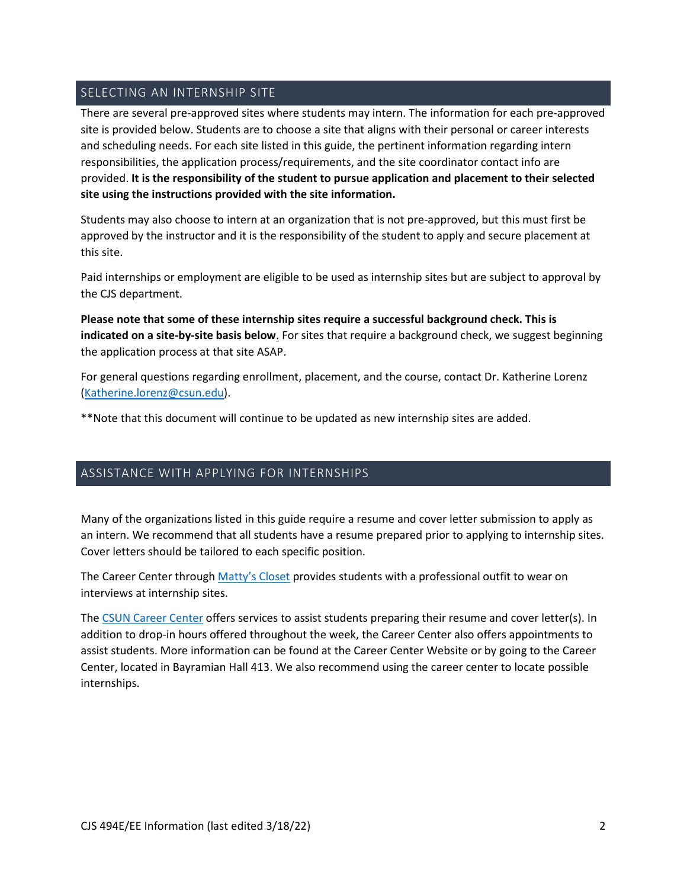## SELECTING AN INTERNSHIP SITE

There are several pre-approved sites where students may intern. The information for each pre-approved site is provided below. Students are to choose a site that aligns with their personal or career interests and scheduling needs. For each site listed in this guide, the pertinent information regarding intern responsibilities, the application process/requirements, and the site coordinator contact info are provided. **It is the responsibility of the student to pursue application and placement to their selected site using the instructions provided with the site information.**

Students may also choose to intern at an organization that is not pre-approved, but this must first be approved by the instructor and it is the responsibility of the student to apply and secure placement at this site.

Paid internships or employment are eligible to be used as internship sites but are subject to approval by the CJS department.

**Please note that some of these internship sites require a successful background check. This is indicated on a site-by-site basis below**. For sites that require a background check, we suggest beginning the application process at that site ASAP.

For general questions regarding enrollment, placement, and the course, contact Dr. Katherine Lorenz (Katherine.lorenz@csun.edu).

**Note that this document will continue to be updated as new internship sites are added.

## ASSISTANCE WITH APPLYING FOR INTERNSHIPS

Many of the organizations listed in this guide require a resume and cover letter submission to apply as an intern. We recommend that all students have a resume prepared prior to applying to internship sites. Cover letters should be tailored to each specific position.

The Career Center through Matty's Closet provides students with a professional outfit to wear on interviews at internship sites.

The CSUN Career Center offers services to assist students preparing their resume and cover letter(s). In addition to drop-in hours offered throughout the week, the Career Center also offers appointments to assist students. More information can be found at the Career Center Website or by going to the Career Center, located in Bayramian Hall 413. We also recommend using the career center to locate possible internships.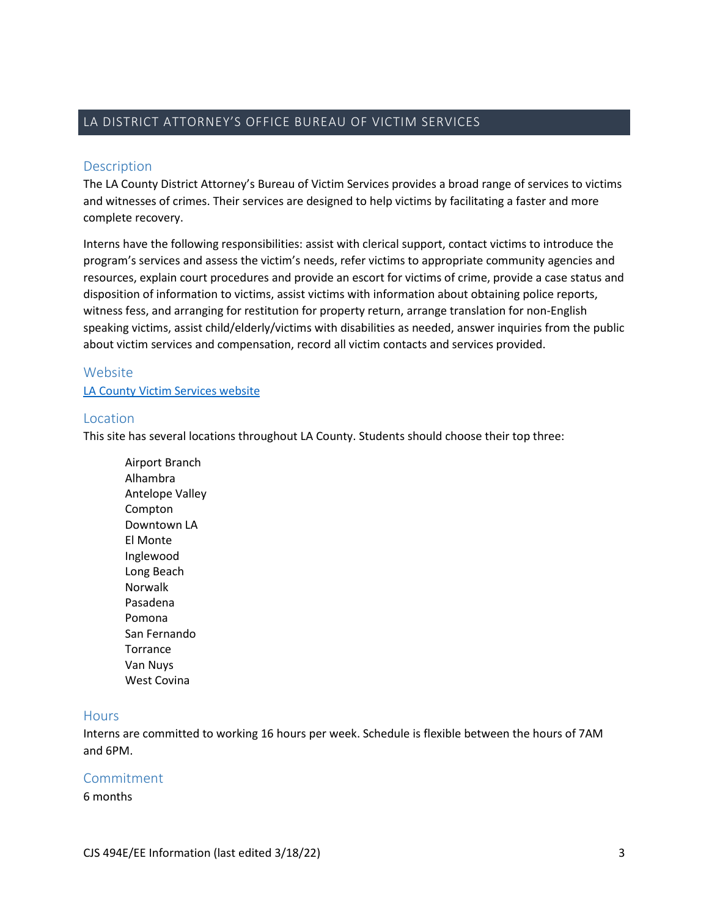## LA DISTRICT ATTORNEY'S OFFICE BUREAU OF VICTIM SERVICES

### Description

The LA County District Attorney's Bureau of Victim Services provides a broad range of services to victims and witnesses of crimes. Their services are designed to help victims by facilitating a faster and more complete recovery.

Interns have the following responsibilities: assist with clerical support, contact victims to introduce the program's services and assess the victim's needs, refer victims to appropriate community agencies and resources, explain court procedures and provide an escort for victims of crime, provide a case status and disposition of information to victims, assist victims with information about obtaining police reports, witness fess, and arranging for restitution for property return, arrange translation for non-English speaking victims, assist child/elderly/victims with disabilities as needed, answer inquiries from the public about victim services and compensation, record all victim contacts and services provided.

### Website

LA County Victim Services website

### Location

This site has several locations throughout LA County. Students should choose their top three:

Airport Branch
Alhambra
Antelope Valley
Compton
Downtown LA
El Monte
Inglewood
Long Beach
Norwalk
Pasadena
Pomona
San Fernando
Torrance
Van Nuys
West Covina

### Hours

Interns are committed to working 16 hours per week. Schedule is flexible between the hours of 7AM and 6PM.

### Commitment

6 months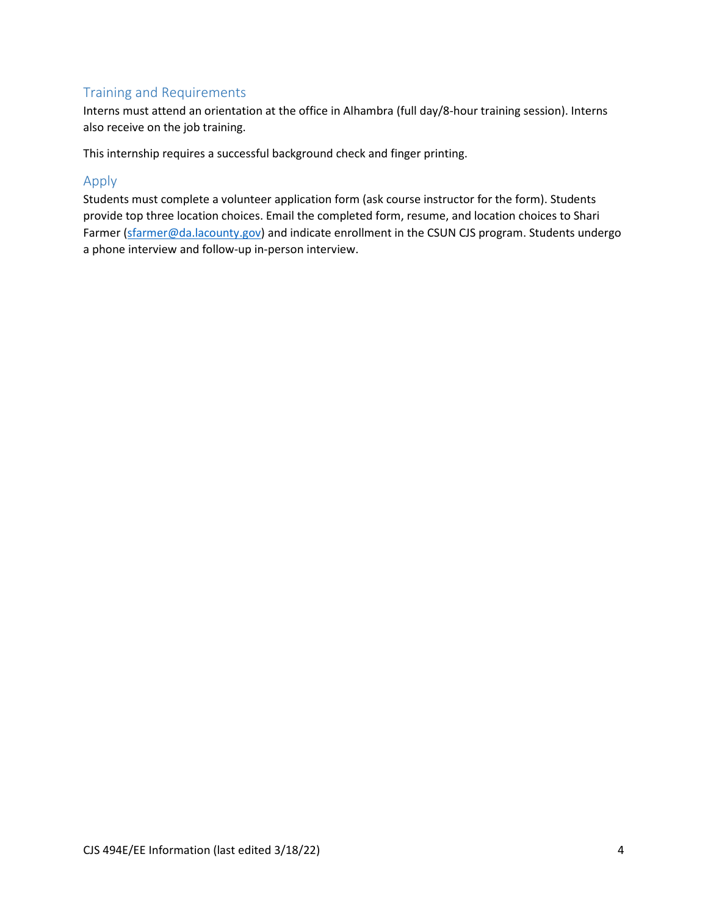## Training and Requirements

Interns must attend an orientation at the office in Alhambra (full day/8-hour training session). Interns also receive on the job training.

This internship requires a successful background check and finger printing.

## Apply

Students must complete a volunteer application form (ask course instructor for the form). Students provide top three location choices. Email the completed form, resume, and location choices to Shari Farmer (sfarmer@da.lacounty.gov) and indicate enrollment in the CSUN CJS program. Students undergo a phone interview and follow-up in-person interview.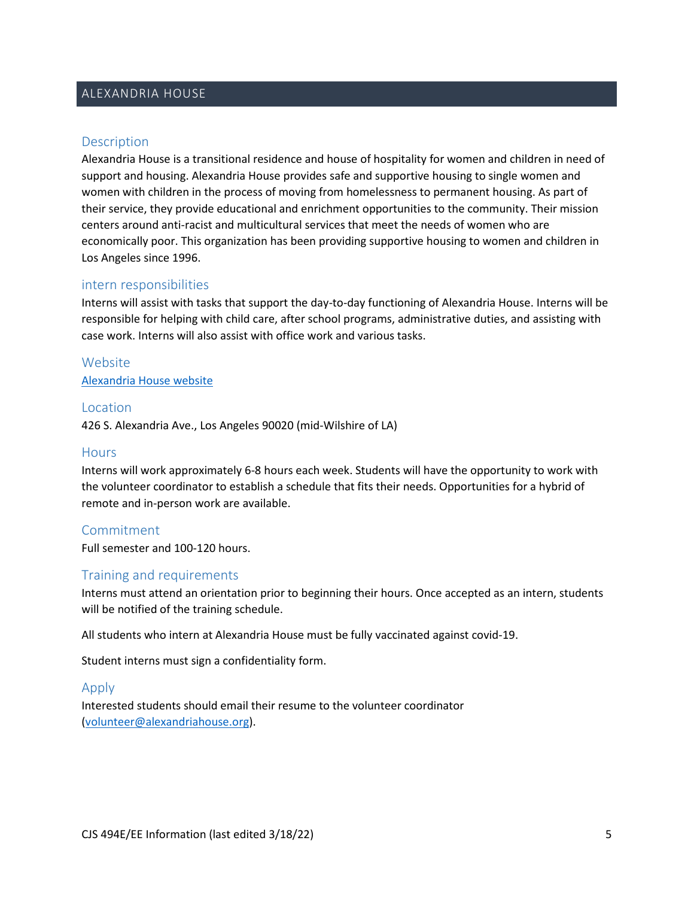## ALEXANDRIA HOUSE

### Description

Alexandria House is a transitional residence and house of hospitality for women and children in need of support and housing. Alexandria House provides safe and supportive housing to single women and women with children in the process of moving from homelessness to permanent housing. As part of their service, they provide educational and enrichment opportunities to the community. Their mission centers around anti-racist and multicultural services that meet the needs of women who are economically poor. This organization has been providing supportive housing to women and children in Los Angeles since 1996.

### intern responsibilities

Interns will assist with tasks that support the day-to-day functioning of Alexandria House. Interns will be responsible for helping with child care, after school programs, administrative duties, and assisting with case work. Interns will also assist with office work and various tasks.

### Website

Alexandria House website

### Location

426 S. Alexandria Ave., Los Angeles 90020 (mid-Wilshire of LA)

### Hours

Interns will work approximately 6-8 hours each week. Students will have the opportunity to work with the volunteer coordinator to establish a schedule that fits their needs. Opportunities for a hybrid of remote and in-person work are available.

### Commitment

Full semester and 100-120 hours.

### Training and requirements

Interns must attend an orientation prior to beginning their hours. Once accepted as an intern, students will be notified of the training schedule.

All students who intern at Alexandria House must be fully vaccinated against covid-19.

Student interns must sign a confidentiality form.

### Apply

Interested students should email their resume to the volunteer coordinator (volunteer@alexandriahouse.org).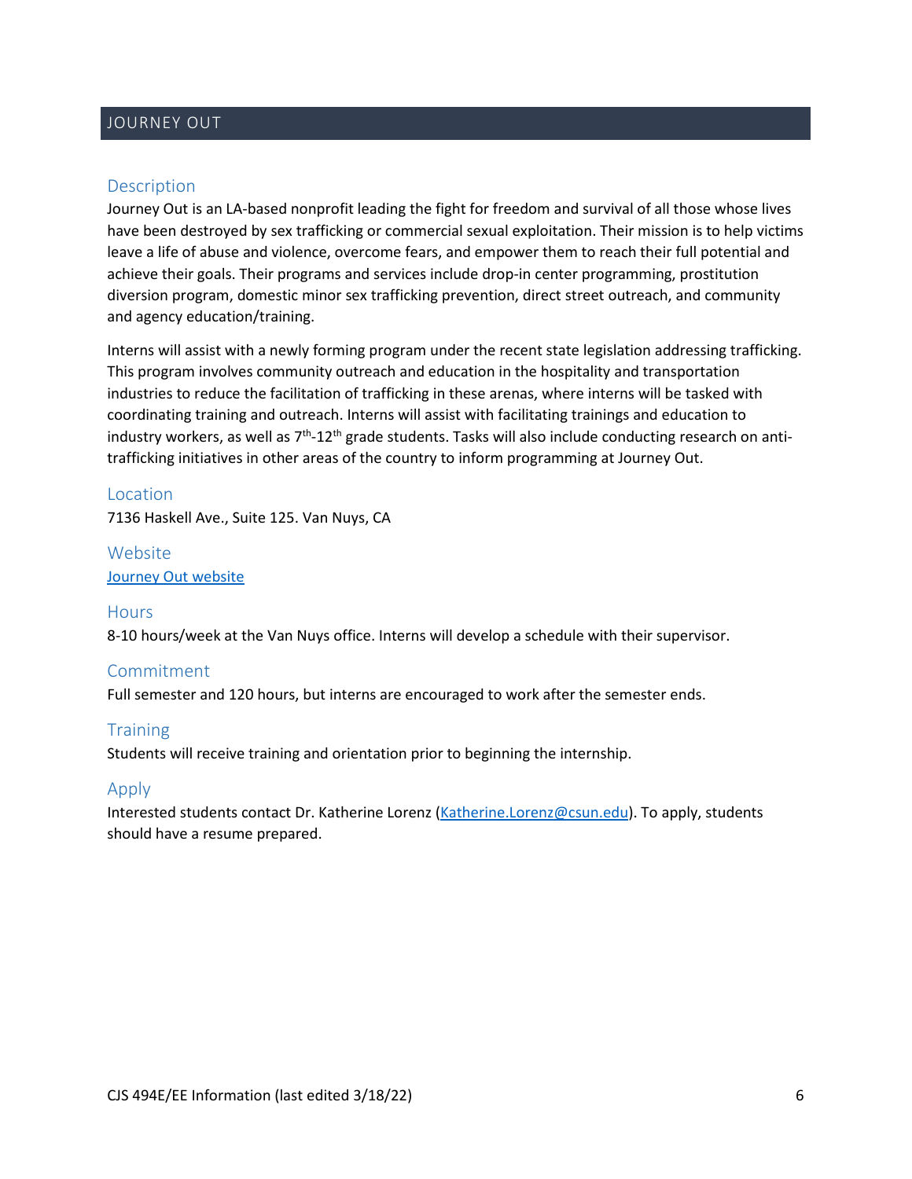## JOURNEY OUT

### Description

Journey Out is an LA-based nonprofit leading the fight for freedom and survival of all those whose lives have been destroyed by sex trafficking or commercial sexual exploitation. Their mission is to help victims leave a life of abuse and violence, overcome fears, and empower them to reach their full potential and achieve their goals. Their programs and services include drop-in center programming, prostitution diversion program, domestic minor sex trafficking prevention, direct street outreach, and community and agency education/training.

Interns will assist with a newly forming program under the recent state legislation addressing trafficking. This program involves community outreach and education in the hospitality and transportation industries to reduce the facilitation of trafficking in these arenas, where interns will be tasked with coordinating training and outreach. Interns will assist with facilitating trainings and education to industry workers, as well as 7th-12th grade students. Tasks will also include conducting research on anti-trafficking initiatives in other areas of the country to inform programming at Journey Out.

### Location

7136 Haskell Ave., Suite 125. Van Nuys, CA

### Website

[Journey Out website]

### Hours

8-10 hours/week at the Van Nuys office. Interns will develop a schedule with their supervisor.

### Commitment

Full semester and 120 hours, but interns are encouraged to work after the semester ends.

### Training

Students will receive training and orientation prior to beginning the internship.

### Apply

Interested students contact Dr. Katherine Lorenz (Katherine.Lorenz@csun.edu). To apply, students should have a resume prepared.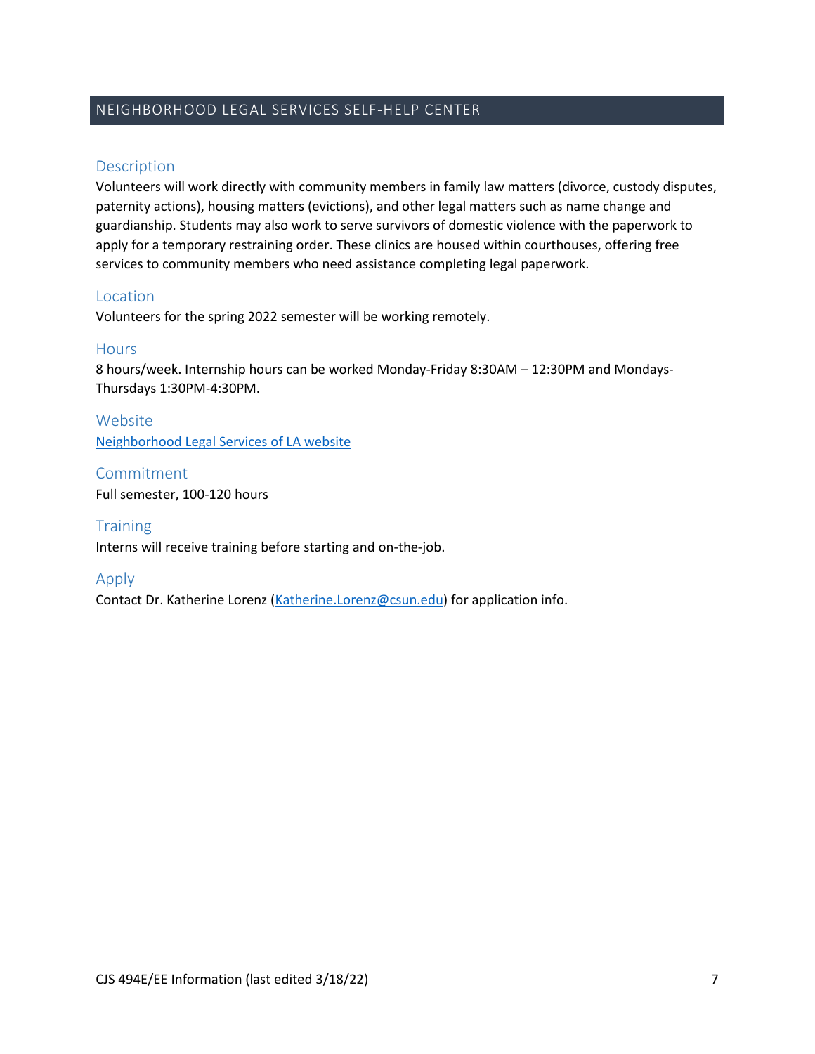## NEIGHBORHOOD LEGAL SERVICES SELF-HELP CENTER

### Description

Volunteers will work directly with community members in family law matters (divorce, custody disputes, paternity actions), housing matters (evictions), and other legal matters such as name change and guardianship. Students may also work to serve survivors of domestic violence with the paperwork to apply for a temporary restraining order. These clinics are housed within courthouses, offering free services to community members who need assistance completing legal paperwork.

### Location

Volunteers for the spring 2022 semester will be working remotely.

### Hours

8 hours/week. Internship hours can be worked Monday-Friday 8:30AM – 12:30PM and Mondays-Thursdays 1:30PM-4:30PM.

### Website

Neighborhood Legal Services of LA website

### Commitment

Full semester, 100-120 hours

### Training

Interns will receive training before starting and on-the-job.

### Apply

Contact Dr. Katherine Lorenz (Katherine.Lorenz@csun.edu) for application info.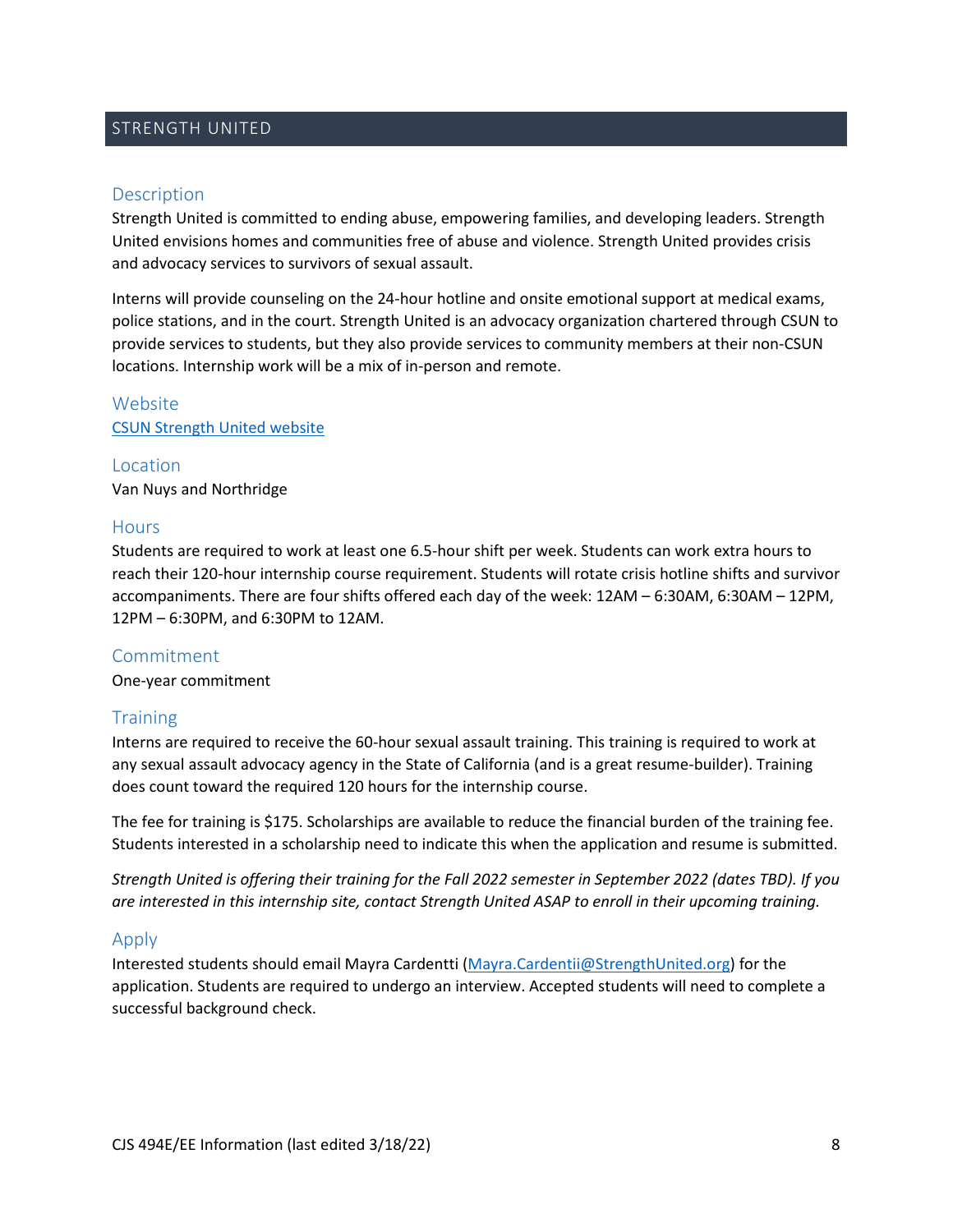## STRENGTH UNITED

### Description

Strength United is committed to ending abuse, empowering families, and developing leaders. Strength United envisions homes and communities free of abuse and violence. Strength United provides crisis and advocacy services to survivors of sexual assault.

Interns will provide counseling on the 24-hour hotline and onsite emotional support at medical exams, police stations, and in the court. Strength United is an advocacy organization chartered through CSUN to provide services to students, but they also provide services to community members at their non-CSUN locations. Internship work will be a mix of in-person and remote.

### Website

CSUN Strength United website

### Location

Van Nuys and Northridge

### Hours

Students are required to work at least one 6.5-hour shift per week. Students can work extra hours to reach their 120-hour internship course requirement. Students will rotate crisis hotline shifts and survivor accompaniments. There are four shifts offered each day of the week: 12AM – 6:30AM, 6:30AM – 12PM, 12PM – 6:30PM, and 6:30PM to 12AM.

### Commitment

One-year commitment

### Training

Interns are required to receive the 60-hour sexual assault training. This training is required to work at any sexual assault advocacy agency in the State of California (and is a great resume-builder). Training does count toward the required 120 hours for the internship course.

The fee for training is $175. Scholarships are available to reduce the financial burden of the training fee. Students interested in a scholarship need to indicate this when the application and resume is submitted.

*Strength United is offering their training for the Fall 2022 semester in September 2022 (dates TBD). If you are interested in this internship site, contact Strength United ASAP to enroll in their upcoming training.*

### Apply

Interested students should email Mayra Cardentti (Mayra.Cardentii@StrengthUnited.org) for the application. Students are required to undergo an interview. Accepted students will need to complete a successful background check.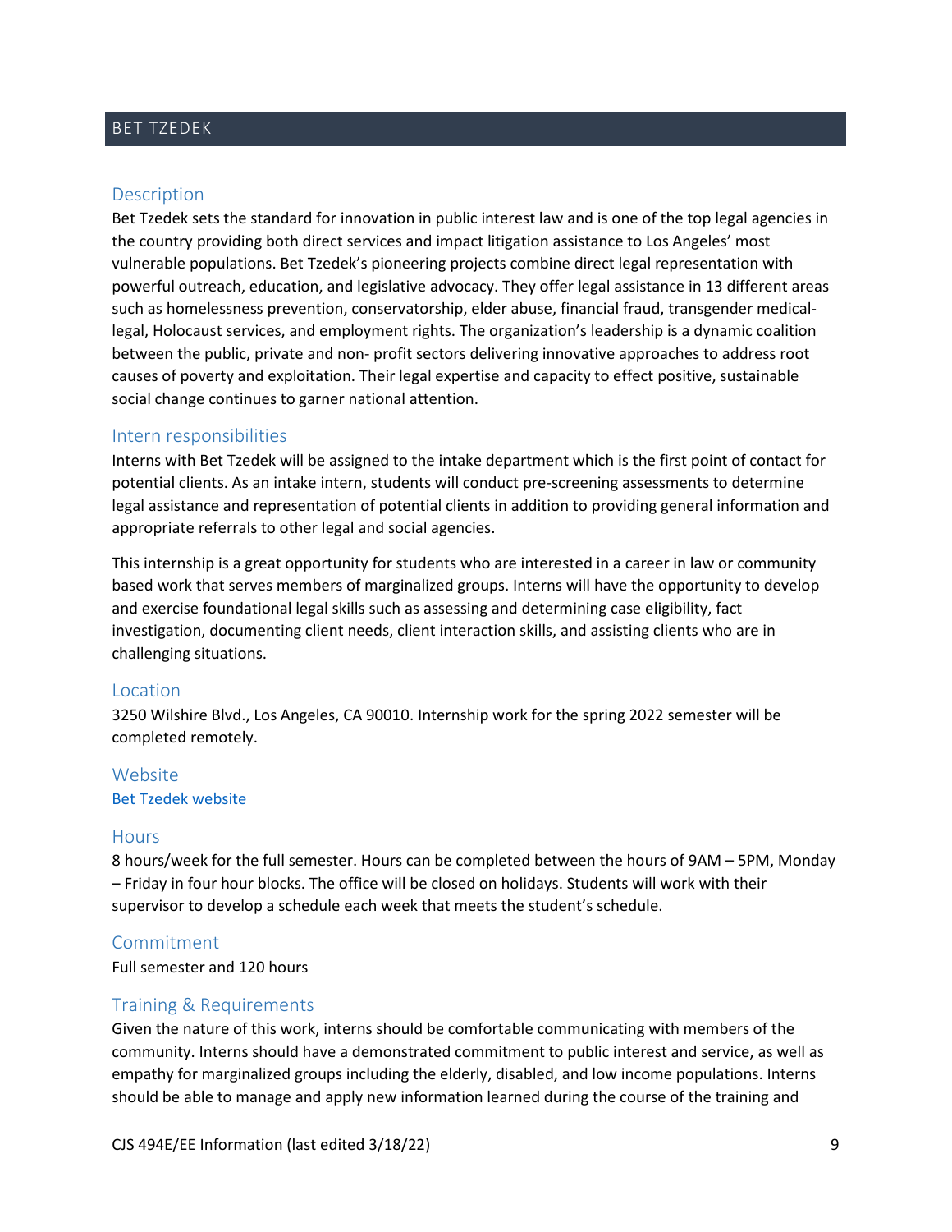## BET TZEDEK

### Description

Bet Tzedek sets the standard for innovation in public interest law and is one of the top legal agencies in the country providing both direct services and impact litigation assistance to Los Angeles' most vulnerable populations. Bet Tzedek's pioneering projects combine direct legal representation with powerful outreach, education, and legislative advocacy. They offer legal assistance in 13 different areas such as homelessness prevention, conservatorship, elder abuse, financial fraud, transgender medical-legal, Holocaust services, and employment rights. The organization's leadership is a dynamic coalition between the public, private and non- profit sectors delivering innovative approaches to address root causes of poverty and exploitation. Their legal expertise and capacity to effect positive, sustainable social change continues to garner national attention.

### Intern responsibilities

Interns with Bet Tzedek will be assigned to the intake department which is the first point of contact for potential clients. As an intake intern, students will conduct pre-screening assessments to determine legal assistance and representation of potential clients in addition to providing general information and appropriate referrals to other legal and social agencies.

This internship is a great opportunity for students who are interested in a career in law or community based work that serves members of marginalized groups. Interns will have the opportunity to develop and exercise foundational legal skills such as assessing and determining case eligibility, fact investigation, documenting client needs, client interaction skills, and assisting clients who are in challenging situations.

### Location

3250 Wilshire Blvd., Los Angeles, CA 90010. Internship work for the spring 2022 semester will be completed remotely.

### Website

[Bet Tzedek website]

### Hours

8 hours/week for the full semester. Hours can be completed between the hours of 9AM – 5PM, Monday – Friday in four hour blocks. The office will be closed on holidays. Students will work with their supervisor to develop a schedule each week that meets the student's schedule.

### Commitment

Full semester and 120 hours

### Training & Requirements

Given the nature of this work, interns should be comfortable communicating with members of the community. Interns should have a demonstrated commitment to public interest and service, as well as empathy for marginalized groups including the elderly, disabled, and low income populations. Interns should be able to manage and apply new information learned during the course of the training and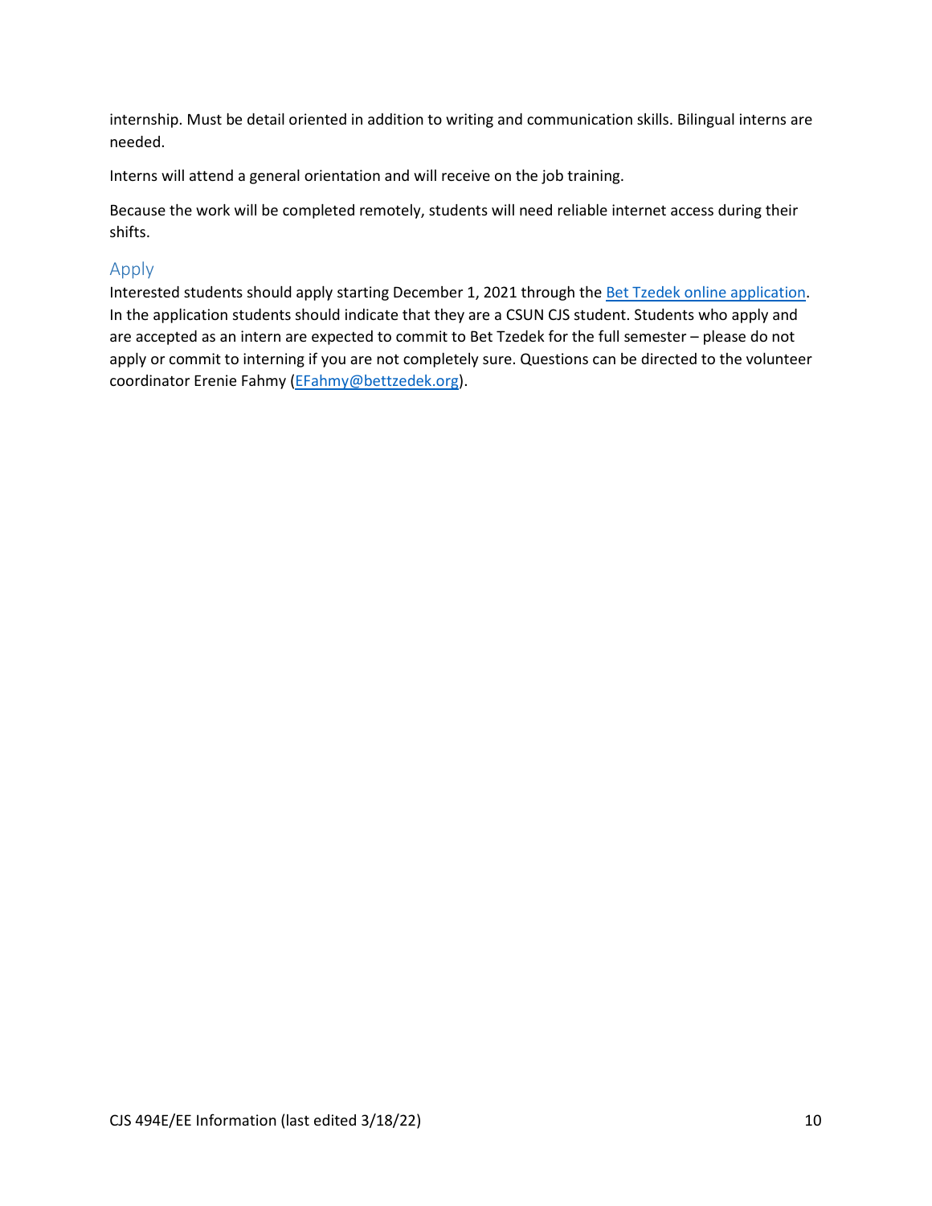internship. Must be detail oriented in addition to writing and communication skills. Bilingual interns are needed.

Interns will attend a general orientation and will receive on the job training.

Because the work will be completed remotely, students will need reliable internet access during their shifts.

## Apply

Interested students should apply starting December 1, 2021 through the Bet Tzedek online application. In the application students should indicate that they are a CSUN CJS student. Students who apply and are accepted as an intern are expected to commit to Bet Tzedek for the full semester – please do not apply or commit to interning if you are not completely sure. Questions can be directed to the volunteer coordinator Erenie Fahmy (EFahmy@bettzedek.org).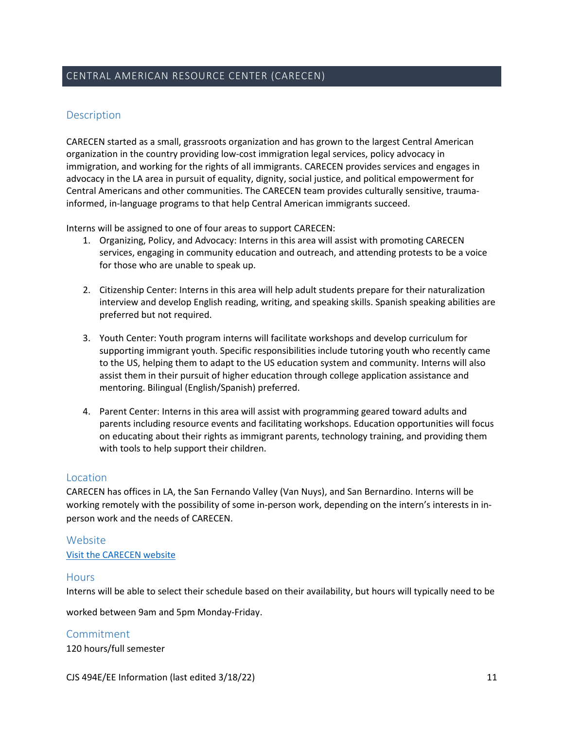## CENTRAL AMERICAN RESOURCE CENTER (CARECEN)

### Description

CARECEN started as a small, grassroots organization and has grown to the largest Central American organization in the country providing low-cost immigration legal services, policy advocacy in immigration, and working for the rights of all immigrants. CARECEN provides services and engages in advocacy in the LA area in pursuit of equality, dignity, social justice, and political empowerment for Central Americans and other communities. The CARECEN team provides culturally sensitive, trauma-informed, in-language programs to that help Central American immigrants succeed.

Interns will be assigned to one of four areas to support CARECEN:

1. Organizing, Policy, and Advocacy: Interns in this area will assist with promoting CARECEN services, engaging in community education and outreach, and attending protests to be a voice for those who are unable to speak up.

2. Citizenship Center: Interns in this area will help adult students prepare for their naturalization interview and develop English reading, writing, and speaking skills. Spanish speaking abilities are preferred but not required.

3. Youth Center: Youth program interns will facilitate workshops and develop curriculum for supporting immigrant youth. Specific responsibilities include tutoring youth who recently came to the US, helping them to adapt to the US education system and community. Interns will also assist them in their pursuit of higher education through college application assistance and mentoring. Bilingual (English/Spanish) preferred.

4. Parent Center: Interns in this area will assist with programming geared toward adults and parents including resource events and facilitating workshops. Education opportunities will focus on educating about their rights as immigrant parents, technology training, and providing them with tools to help support their children.

### Location

CARECEN has offices in LA, the San Fernando Valley (Van Nuys), and San Bernardino. Interns will be working remotely with the possibility of some in-person work, depending on the intern's interests in in-person work and the needs of CARECEN.

### Website

[Visit the CARECEN website]

### Hours

Interns will be able to select their schedule based on their availability, but hours will typically need to be worked between 9am and 5pm Monday-Friday.

### Commitment

120 hours/full semester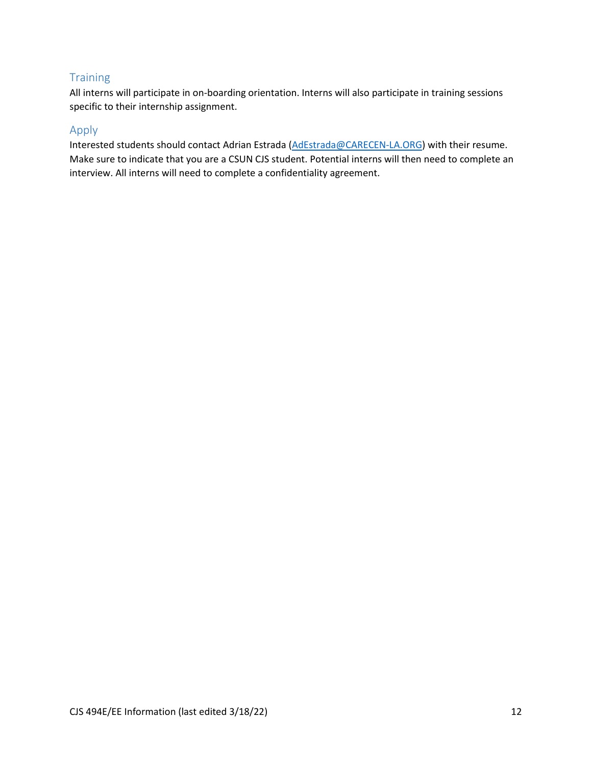### Training

All interns will participate in on-boarding orientation. Interns will also participate in training sessions specific to their internship assignment.

### Apply

Interested students should contact Adrian Estrada (AdEstrada@CARECEN-LA.ORG) with their resume. Make sure to indicate that you are a CSUN CJS student. Potential interns will then need to complete an interview. All interns will need to complete a confidentiality agreement.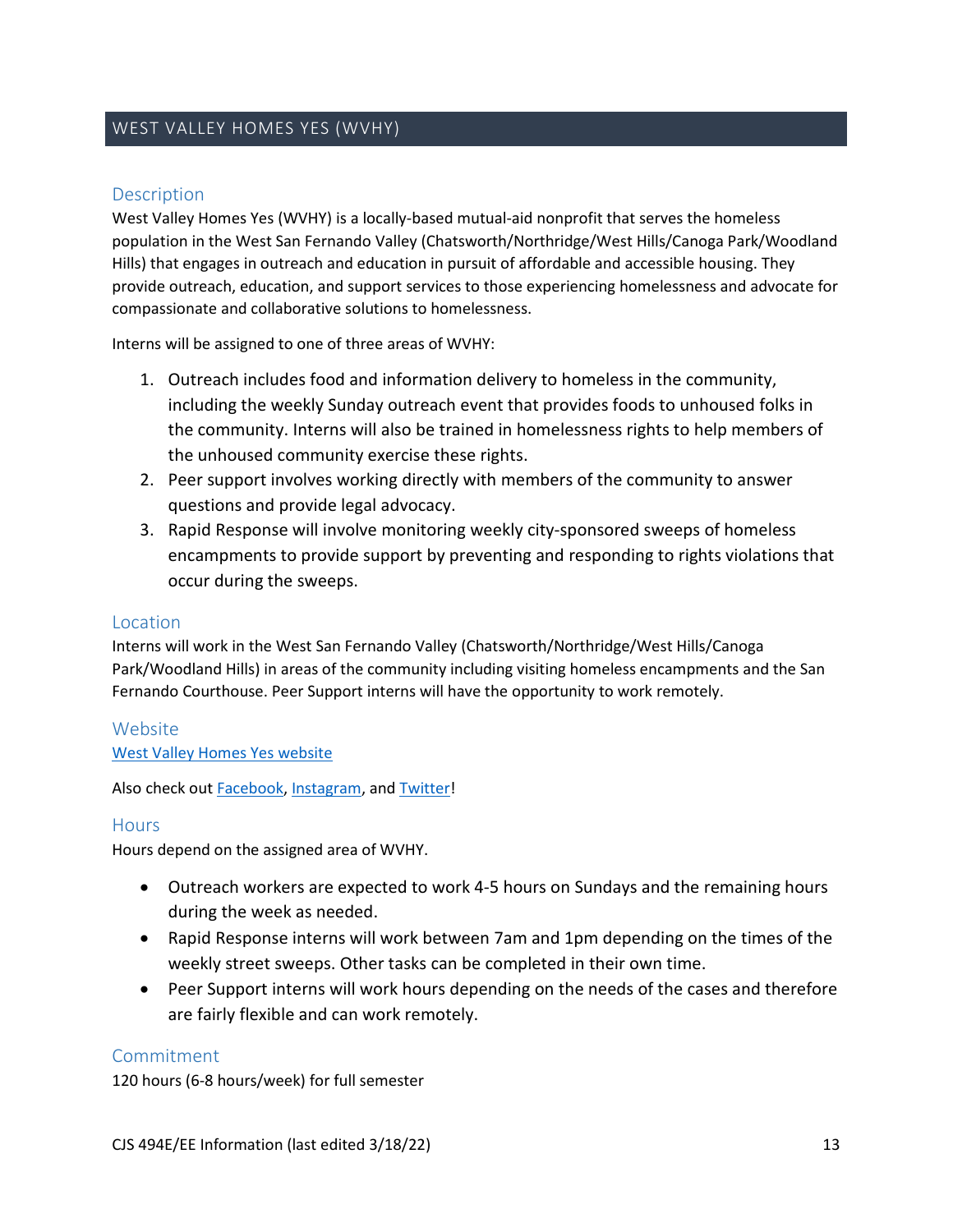## WEST VALLEY HOMES YES (WVHY)

### Description

West Valley Homes Yes (WVHY) is a locally-based mutual-aid nonprofit that serves the homeless population in the West San Fernando Valley (Chatsworth/Northridge/West Hills/Canoga Park/Woodland Hills) that engages in outreach and education in pursuit of affordable and accessible housing. They provide outreach, education, and support services to those experiencing homelessness and advocate for compassionate and collaborative solutions to homelessness.

Interns will be assigned to one of three areas of WVHY:

1. Outreach includes food and information delivery to homeless in the community, including the weekly Sunday outreach event that provides foods to unhoused folks in the community. Interns will also be trained in homelessness rights to help members of the unhoused community exercise these rights.
2. Peer support involves working directly with members of the community to answer questions and provide legal advocacy.
3. Rapid Response will involve monitoring weekly city-sponsored sweeps of homeless encampments to provide support by preventing and responding to rights violations that occur during the sweeps.

### Location

Interns will work in the West San Fernando Valley (Chatsworth/Northridge/West Hills/Canoga Park/Woodland Hills) in areas of the community including visiting homeless encampments and the San Fernando Courthouse. Peer Support interns will have the opportunity to work remotely.

### Website

West Valley Homes Yes website

Also check out Facebook, Instagram, and Twitter!

### Hours

Hours depend on the assigned area of WVHY.

- Outreach workers are expected to work 4-5 hours on Sundays and the remaining hours during the week as needed.
- Rapid Response interns will work between 7am and 1pm depending on the times of the weekly street sweeps. Other tasks can be completed in their own time.
- Peer Support interns will work hours depending on the needs of the cases and therefore are fairly flexible and can work remotely.

### Commitment

120 hours (6-8 hours/week) for full semester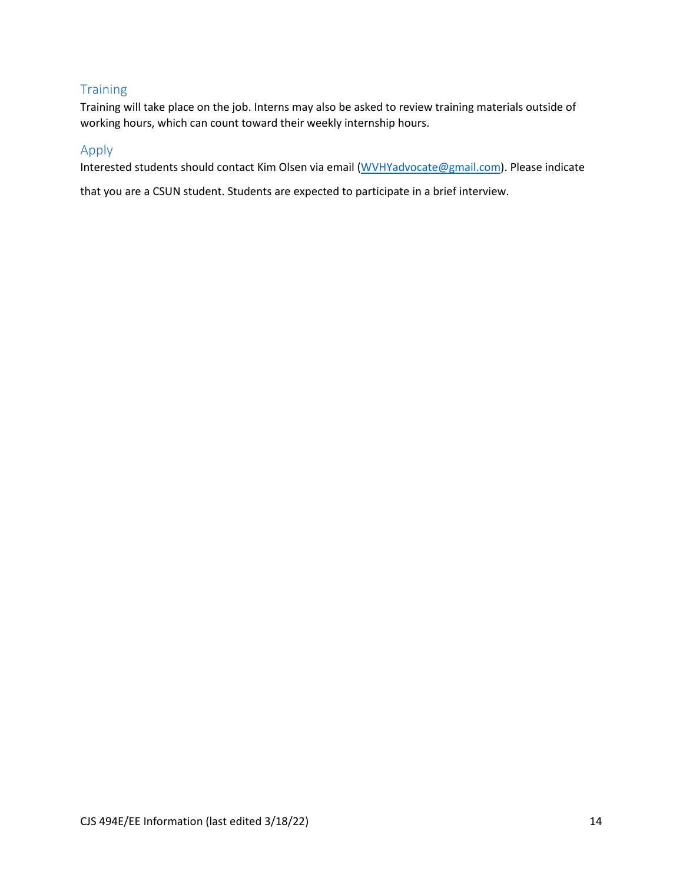## Training

Training will take place on the job. Interns may also be asked to review training materials outside of working hours, which can count toward their weekly internship hours.

## Apply

Interested students should contact Kim Olsen via email (WVHYadvocate@gmail.com). Please indicate that you are a CSUN student. Students are expected to participate in a brief interview.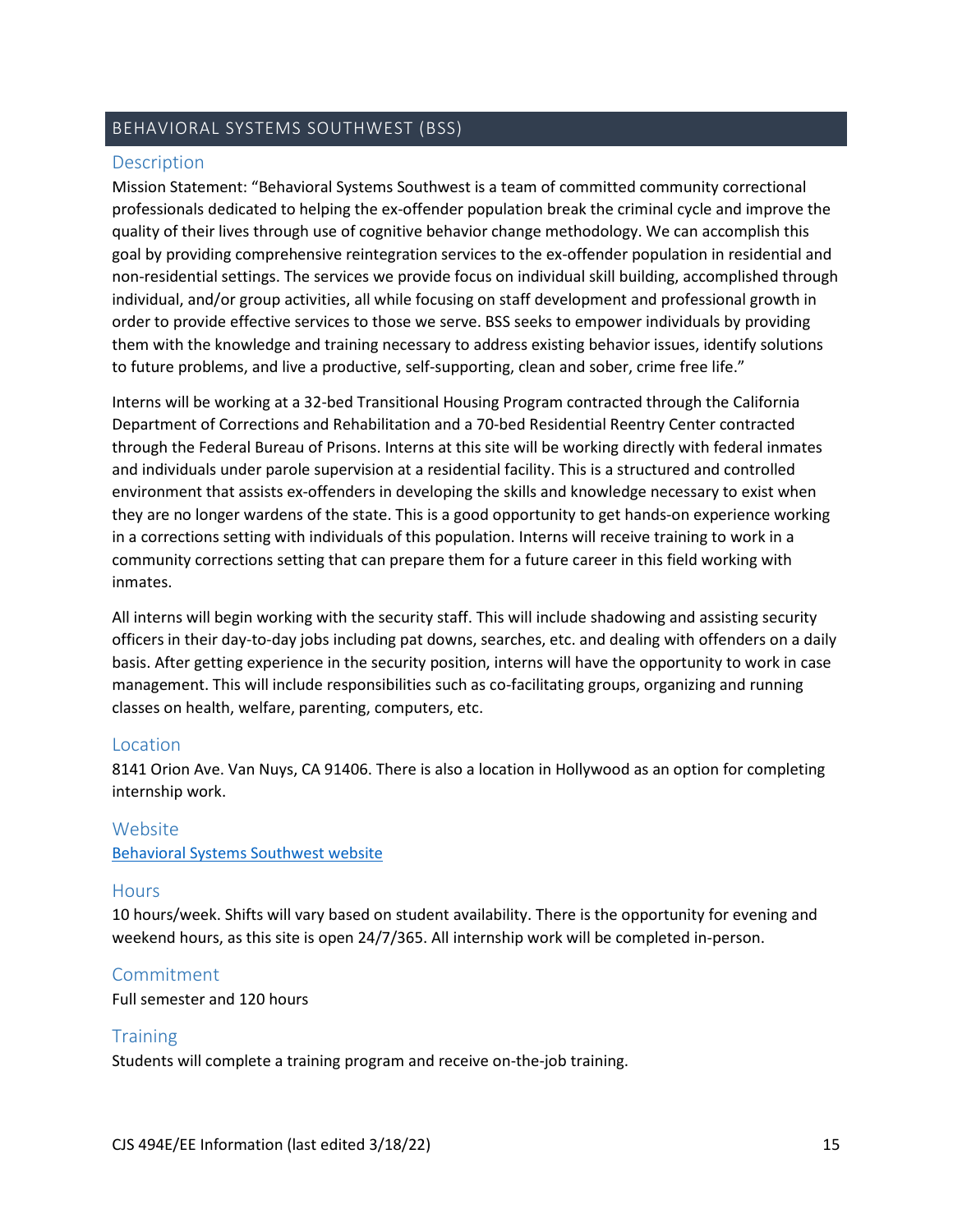## BEHAVIORAL SYSTEMS SOUTHWEST (BSS)

### Description

Mission Statement: "Behavioral Systems Southwest is a team of committed community correctional professionals dedicated to helping the ex-offender population break the criminal cycle and improve the quality of their lives through use of cognitive behavior change methodology. We can accomplish this goal by providing comprehensive reintegration services to the ex-offender population in residential and non-residential settings. The services we provide focus on individual skill building, accomplished through individual, and/or group activities, all while focusing on staff development and professional growth in order to provide effective services to those we serve. BSS seeks to empower individuals by providing them with the knowledge and training necessary to address existing behavior issues, identify solutions to future problems, and live a productive, self-supporting, clean and sober, crime free life."

Interns will be working at a 32-bed Transitional Housing Program contracted through the California Department of Corrections and Rehabilitation and a 70-bed Residential Reentry Center contracted through the Federal Bureau of Prisons. Interns at this site will be working directly with federal inmates and individuals under parole supervision at a residential facility. This is a structured and controlled environment that assists ex-offenders in developing the skills and knowledge necessary to exist when they are no longer wardens of the state. This is a good opportunity to get hands-on experience working in a corrections setting with individuals of this population. Interns will receive training to work in a community corrections setting that can prepare them for a future career in this field working with inmates.

All interns will begin working with the security staff. This will include shadowing and assisting security officers in their day-to-day jobs including pat downs, searches, etc. and dealing with offenders on a daily basis. After getting experience in the security position, interns will have the opportunity to work in case management. This will include responsibilities such as co-facilitating groups, organizing and running classes on health, welfare, parenting, computers, etc.

### Location

8141 Orion Ave. Van Nuys, CA 91406. There is also a location in Hollywood as an option for completing internship work.

### Website

[Behavioral Systems Southwest website]

### Hours

10 hours/week. Shifts will vary based on student availability. There is the opportunity for evening and weekend hours, as this site is open 24/7/365. All internship work will be completed in-person.

### Commitment

Full semester and 120 hours

### Training

Students will complete a training program and receive on-the-job training.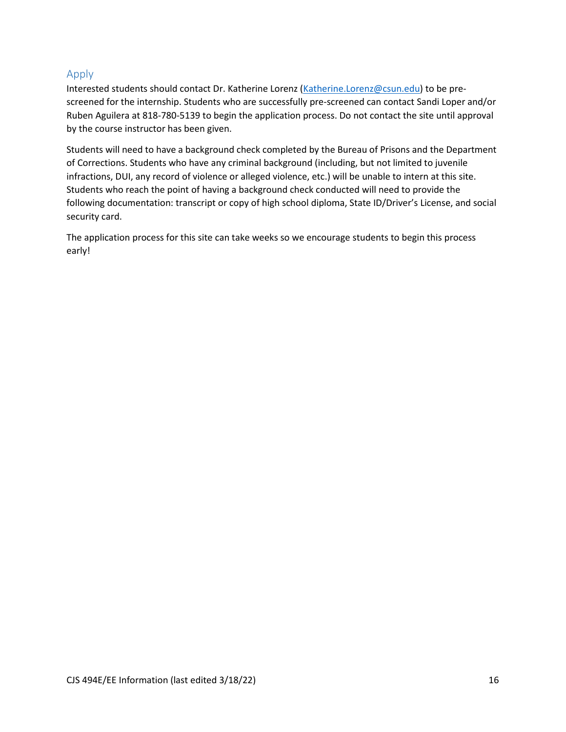## Apply

Interested students should contact Dr. Katherine Lorenz (Katherine.Lorenz@csun.edu) to be pre-screened for the internship. Students who are successfully pre-screened can contact Sandi Loper and/or Ruben Aguilera at 818-780-5139 to begin the application process. Do not contact the site until approval by the course instructor has been given.

Students will need to have a background check completed by the Bureau of Prisons and the Department of Corrections. Students who have any criminal background (including, but not limited to juvenile infractions, DUI, any record of violence or alleged violence, etc.) will be unable to intern at this site. Students who reach the point of having a background check conducted will need to provide the following documentation: transcript or copy of high school diploma, State ID/Driver's License, and social security card.

The application process for this site can take weeks so we encourage students to begin this process early!